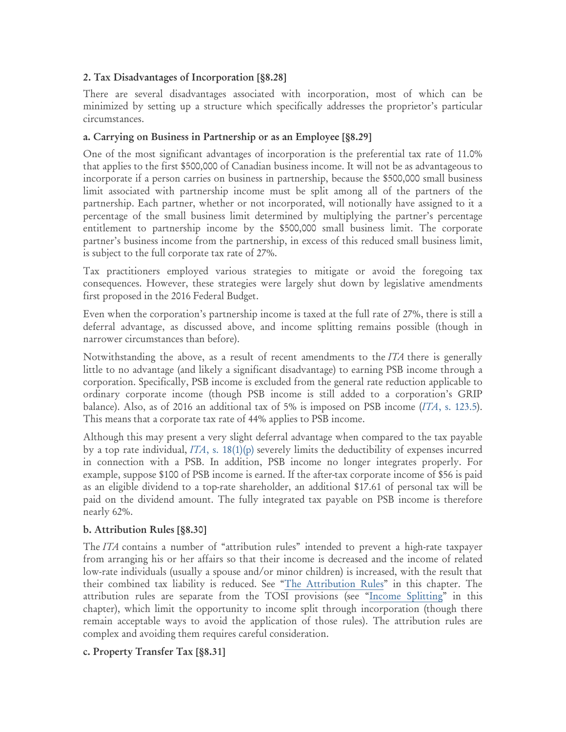### 2. Tax Disadvantages of Incorporation [§8.28]

There are several disadvantages associated with incorporation, most of which can be minimized by setting up a structure which specifically addresses the proprietor's particular circumstances.

#### a. Carrying on Business in Partnership or as an Employee [§8.29]

One of the most significant advantages of incorporation is the preferential tax rate of 11.0% that applies to the first $500,000 of Canadian business income. It will not be as advantageous to incorporate if a person carries on business in partnership, because the $500,000 small business limit associated with partnership income must be split among all of the partners of the partnership. Each partner, whether or not incorporated, will notionally have assigned to it a percentage of the small business limit determined by multiplying the partner's percentage entitlement to partnership income by the $500,000 small business limit. The corporate partner's business income from the partnership, in excess of this reduced small business limit, is subject to the full corporate tax rate of 27%.

Tax practitioners employed various strategies to mitigate or avoid the foregoing tax consequences. However, these strategies were largely shut down by legislative amendments first proposed in the 2016 Federal Budget.

Even when the corporation's partnership income is taxed at the full rate of 27%, there is still a deferral advantage, as discussed above, and income splitting remains possible (though in narrower circumstances than before).

Notwithstanding the above, as a result of recent amendments to the *ITA* there is generally little to no advantage (and likely a significant disadvantage) to earning PSB income through a corporation. Specifically, PSB income is excluded from the general rate reduction applicable to ordinary corporate income (though PSB income is still added to a corporation's GRIP balance). Also, as of 2016 an additional tax of 5% is imposed on PSB income (*ITA*, s. 123.5). This means that a corporate tax rate of 44% applies to PSB income.

Although this may present a very slight deferral advantage when compared to the tax payable by a top rate individual, *ITA*, s. 18(1)(p) severely limits the deductibility of expenses incurred in connection with a PSB. In addition, PSB income no longer integrates properly. For example, suppose $100 of PSB income is earned. If the after-tax corporate income of $56 is paid as an eligible dividend to a top-rate shareholder, an additional $17.61 of personal tax will be paid on the dividend amount. The fully integrated tax payable on PSB income is therefore nearly 62%.

#### b. Attribution Rules [§8.30]

The *ITA* contains a number of "attribution rules" intended to prevent a high-rate taxpayer from arranging his or her affairs so that their income is decreased and the income of related low-rate individuals (usually a spouse and/or minor children) is increased, with the result that their combined tax liability is reduced. See "The Attribution Rules" in this chapter. The attribution rules are separate from the TOSI provisions (see "Income Splitting" in this chapter), which limit the opportunity to income split through incorporation (though there remain acceptable ways to avoid the application of those rules). The attribution rules are complex and avoiding them requires careful consideration.

#### c. Property Transfer Tax [§8.31]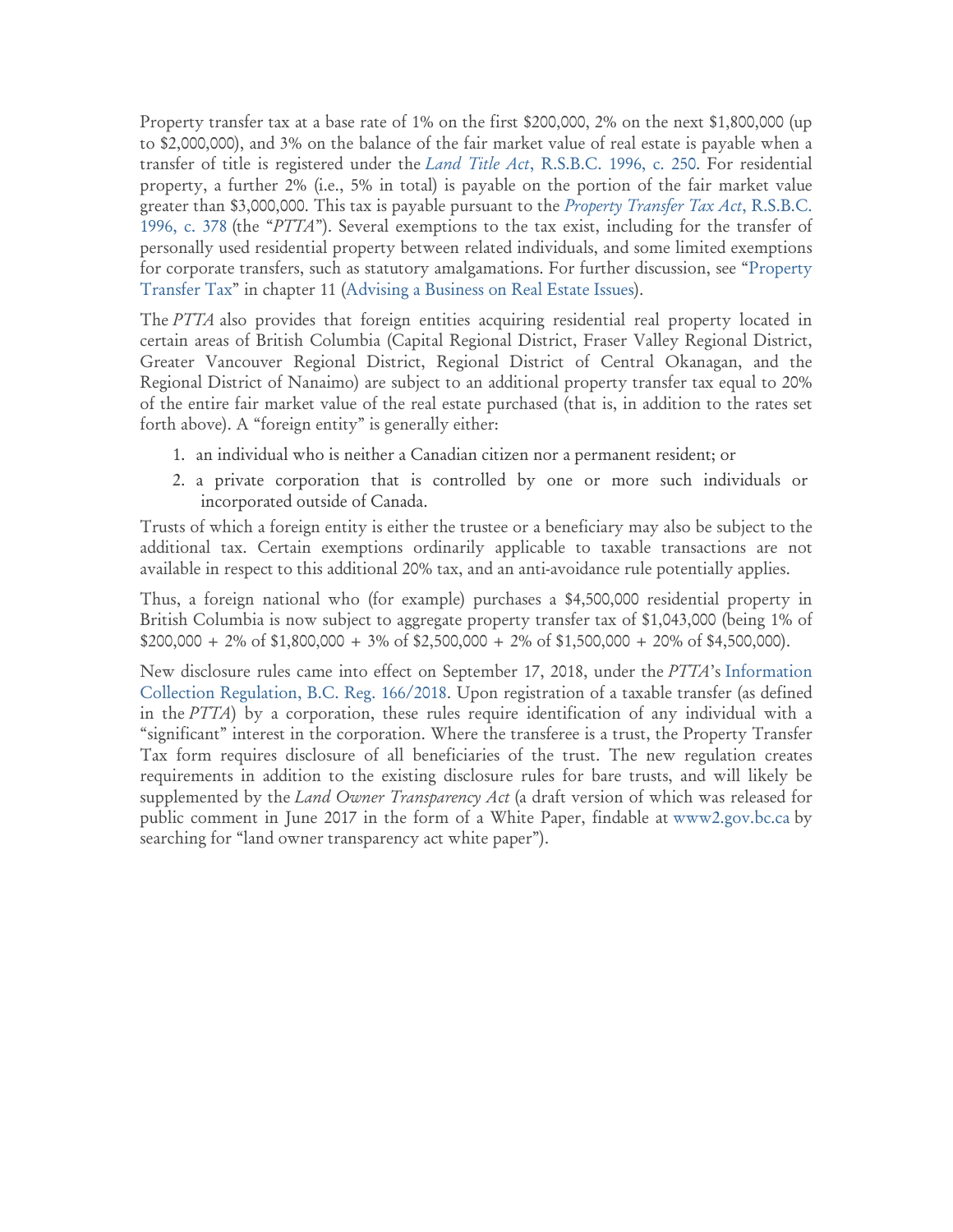Property transfer tax at a base rate of 1% on the first $200,000, 2% on the next $1,800,000 (up to $2,000,000), and 3% on the balance of the fair market value of real estate is payable when a transfer of title is registered under the *Land Title Act*, R.S.B.C. 1996, c. 250. For residential property, a further 2% (i.e., 5% in total) is payable on the portion of the fair market value greater than $3,000,000. This tax is payable pursuant to the *Property Transfer Tax Act*, R.S.B.C. 1996, c. 378 (the "*PTTA*"). Several exemptions to the tax exist, including for the transfer of personally used residential property between related individuals, and some limited exemptions for corporate transfers, such as statutory amalgamations. For further discussion, see "Property Transfer Tax" in chapter 11 (Advising a Business on Real Estate Issues).

The *PTTA* also provides that foreign entities acquiring residential real property located in certain areas of British Columbia (Capital Regional District, Fraser Valley Regional District, Greater Vancouver Regional District, Regional District of Central Okanagan, and the Regional District of Nanaimo) are subject to an additional property transfer tax equal to 20% of the entire fair market value of the real estate purchased (that is, in addition to the rates set forth above). A "foreign entity" is generally either:

1. an individual who is neither a Canadian citizen nor a permanent resident; or
2. a private corporation that is controlled by one or more such individuals or incorporated outside of Canada.

Trusts of which a foreign entity is either the trustee or a beneficiary may also be subject to the additional tax. Certain exemptions ordinarily applicable to taxable transactions are not available in respect to this additional 20% tax, and an anti-avoidance rule potentially applies.

Thus, a foreign national who (for example) purchases a $4,500,000 residential property in British Columbia is now subject to aggregate property transfer tax of $1,043,000 (being 1% of $200,000 + 2% of $1,800,000 + 3% of $2,500,000 + 2% of $1,500,000 + 20% of $4,500,000).

New disclosure rules came into effect on September 17, 2018, under the *PTTA*'s Information Collection Regulation, B.C. Reg. 166/2018. Upon registration of a taxable transfer (as defined in the *PTTA*) by a corporation, these rules require identification of any individual with a "significant" interest in the corporation. Where the transferee is a trust, the Property Transfer Tax form requires disclosure of all beneficiaries of the trust. The new regulation creates requirements in addition to the existing disclosure rules for bare trusts, and will likely be supplemented by the *Land Owner Transparency Act* (a draft version of which was released for public comment in June 2017 in the form of a White Paper, findable at www2.gov.bc.ca by searching for "land owner transparency act white paper").